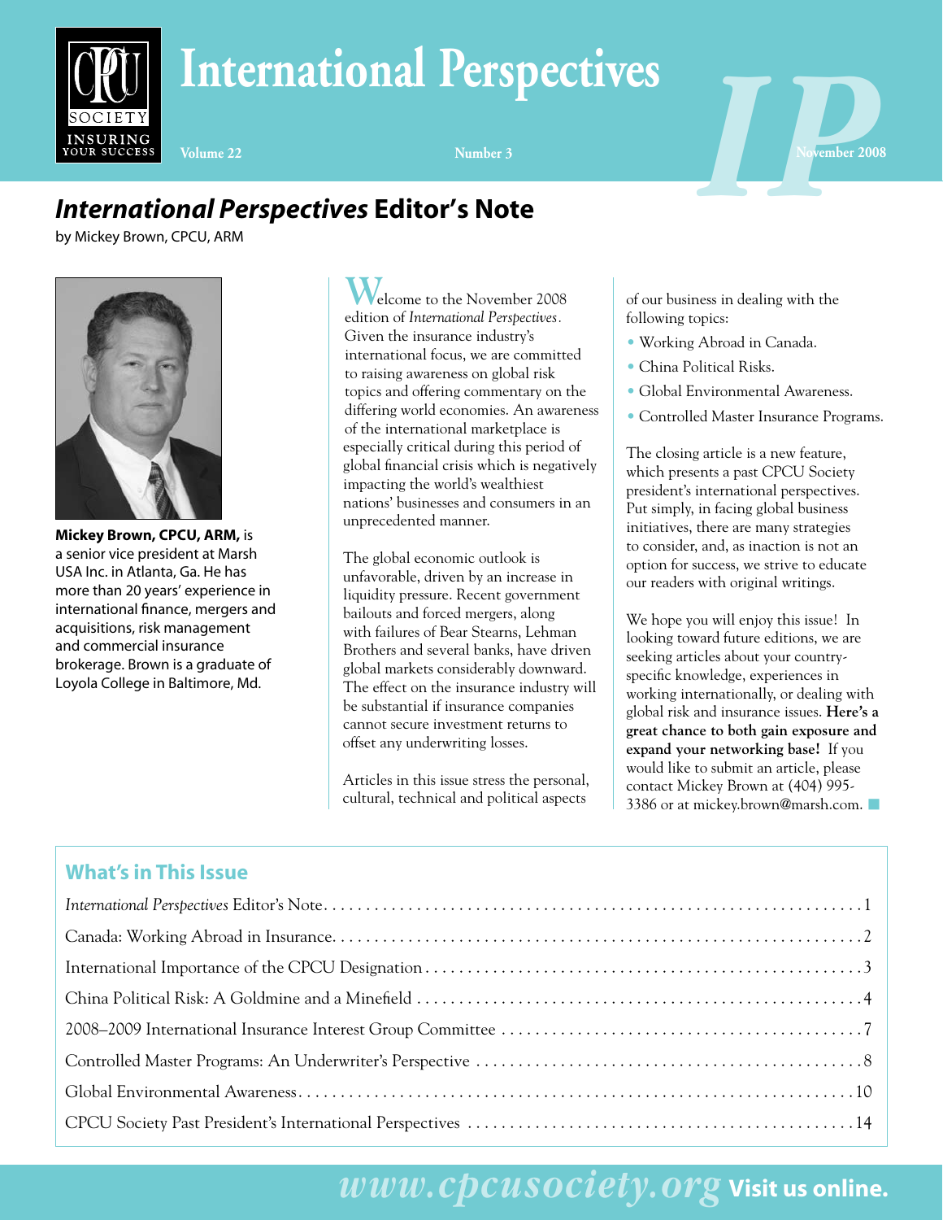# International Perspectives

Volume 22 Number 3 November 2008

## *International Perspectives* Editor's Note

by Mickey Brown, CPCU, ARM

**Mickey Brown, CPCU, ARM,** is a senior vice president at Marsh USA Inc. in Atlanta, Ga. He has more than 20 years' experience in international finance, mergers and acquisitions, risk management and commercial insurance brokerage. Brown is a graduate of Loyola College in Baltimore, Md.

Welcome to the November 2008 edition of *International Perspectives*. Given the insurance industry's international focus, we are committed to raising awareness on global risk topics and offering commentary on the differing world economies. An awareness of the international marketplace is especially critical during this period of global financial crisis which is negatively impacting the world's wealthiest nations' businesses and consumers in an unprecedented manner.

The global economic outlook is unfavorable, driven by an increase in liquidity pressure. Recent government bailouts and forced mergers, along with failures of Bear Stearns, Lehman Brothers and several banks, have driven global markets considerably downward. The effect on the insurance industry will be substantial if insurance companies cannot secure investment returns to offset any underwriting losses.

Articles in this issue stress the personal, cultural, technical and political aspects of our business in dealing with the following topics:

- Working Abroad in Canada.
- China Political Risks.
- Global Environmental Awareness.
- Controlled Master Insurance Programs.

The closing article is a new feature, which presents a past CPCU Society president's international perspectives. Put simply, in facing global business initiatives, there are many strategies to consider, and, as inaction is not an option for success, we strive to educate our readers with original writings.

We hope you will enjoy this issue! In looking toward future editions, we are seeking articles about your country-specific knowledge, experiences in working internationally, or dealing with global risk and insurance issues. **Here's a great chance to both gain exposure and expand your networking base!** If you would like to submit an article, please contact Mickey Brown at (404) 995-3386 or at mickey.brown@marsh.com.

### What's in This Issue

| | |
|---|---|
| *International Perspectives* Editor's Note | 1 |
| Canada: Working Abroad in Insurance | 2 |
| International Importance of the CPCU Designation | 3 |
| China Political Risk: A Goldmine and a Minefield | 4 |
| 2008–2009 International Insurance Interest Group Committee | 7 |
| Controlled Master Programs: An Underwriter's Perspective | 8 |
| Global Environmental Awareness | 10 |
| CPCU Society Past President's International Perspectives | 14 |

*www.cpcusociety.org* **Visit us online.**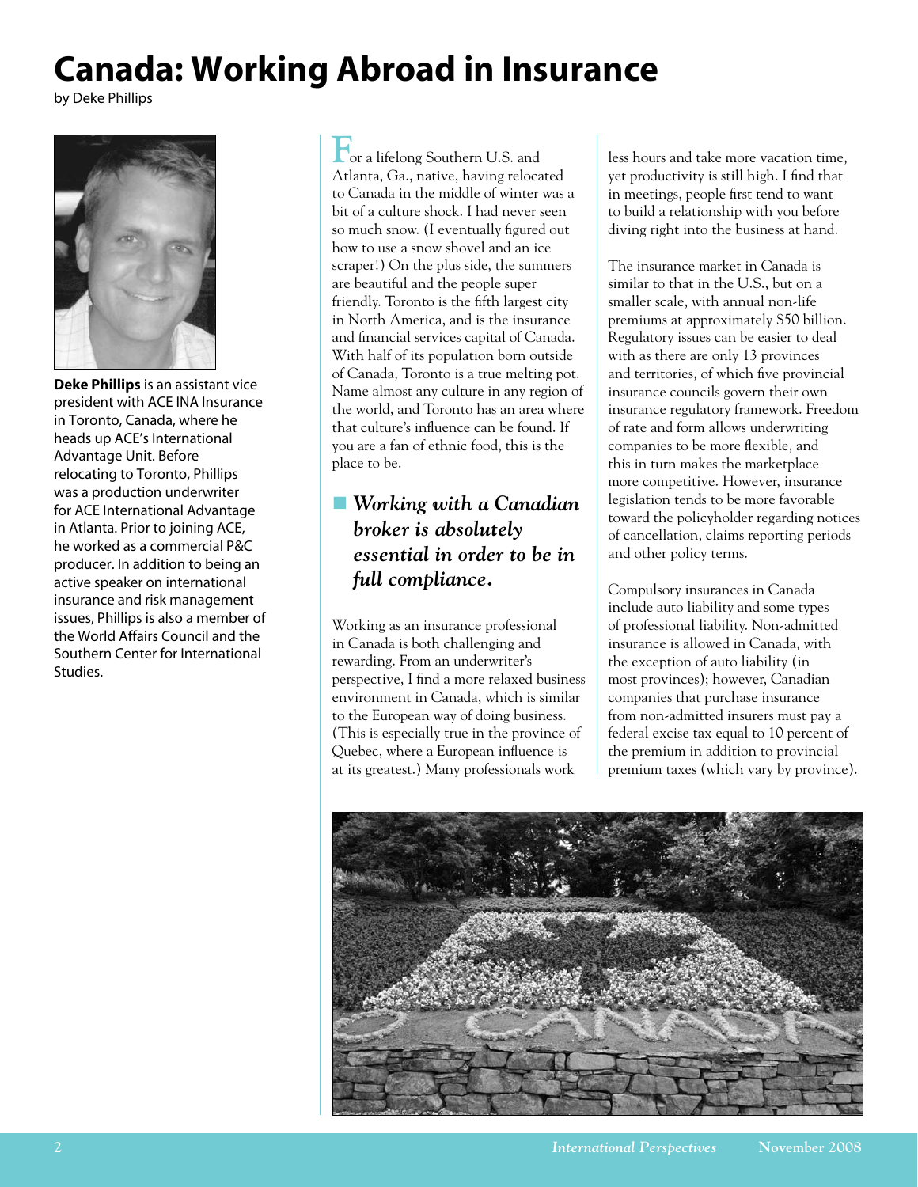# Canada: Working Abroad in Insurance

by Deke Phillips

**Deke Phillips** is an assistant vice president with ACE INA Insurance in Toronto, Canada, where he heads up ACE's International Advantage Unit. Before relocating to Toronto, Phillips was a production underwriter for ACE International Advantage in Atlanta. Prior to joining ACE, he worked as a commercial P&C producer. In addition to being an active speaker on international insurance and risk management issues, Phillips is also a member of the World Affairs Council and the Southern Center for International Studies.

For a lifelong Southern U.S. and Atlanta, Ga., native, having relocated to Canada in the middle of winter was a bit of a culture shock. I had never seen so much snow. (I eventually figured out how to use a snow shovel and an ice scraper!) On the plus side, the summers are beautiful and the people super friendly. Toronto is the fifth largest city in North America, and is the insurance and financial services capital of Canada. With half of its population born outside of Canada, Toronto is a true melting pot. Name almost any culture in any region of the world, and Toronto has an area where that culture's influence can be found. If you are a fan of ethnic food, this is the place to be.

> ***Working with a Canadian broker is absolutely essential in order to be in full compliance.***

Working as an insurance professional in Canada is both challenging and rewarding. From an underwriter's perspective, I find a more relaxed business environment in Canada, which is similar to the European way of doing business. (This is especially true in the province of Quebec, where a European influence is at its greatest.) Many professionals work less hours and take more vacation time, yet productivity is still high. I find that in meetings, people first tend to want to build a relationship with you before diving right into the business at hand.

The insurance market in Canada is similar to that in the U.S., but on a smaller scale, with annual non-life premiums at approximately $50 billion. Regulatory issues can be easier to deal with as there are only 13 provinces and territories, of which five provincial insurance councils govern their own insurance regulatory framework. Freedom of rate and form allows underwriting companies to be more flexible, and this in turn makes the marketplace more competitive. However, insurance legislation tends to be more favorable toward the policyholder regarding notices of cancellation, claims reporting periods and other policy terms.

Compulsory insurances in Canada include auto liability and some types of professional liability. Non-admitted insurance is allowed in Canada, with the exception of auto liability (in most provinces); however, Canadian companies that purchase insurance from non-admitted insurers must pay a federal excise tax equal to 10 percent of the premium in addition to provincial premium taxes (which vary by province).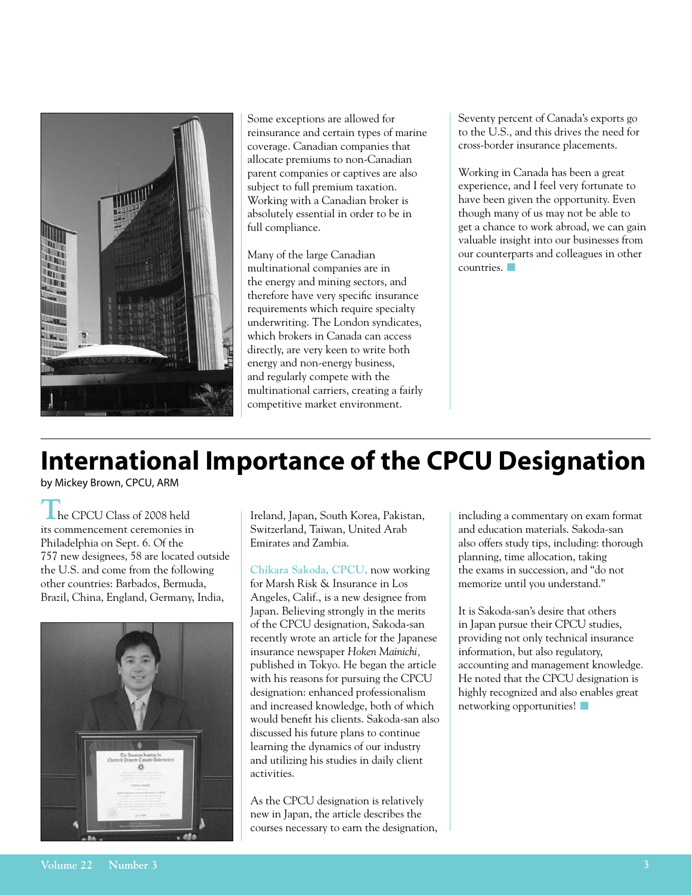Some exceptions are allowed for reinsurance and certain types of marine coverage. Canadian companies that allocate premiums to non-Canadian parent companies or captives are also subject to full premium taxation. Working with a Canadian broker is absolutely essential in order to be in full compliance.

Many of the large Canadian multinational companies are in the energy and mining sectors, and therefore have very specific insurance requirements which require specialty underwriting. The London syndicates, which brokers in Canada can access directly, are very keen to write both energy and non-energy business, and regularly compete with the multinational carriers, creating a fairly competitive market environment.

Seventy percent of Canada's exports go to the U.S., and this drives the need for cross-border insurance placements.

Working in Canada has been a great experience, and I feel very fortunate to have been given the opportunity. Even though many of us may not be able to get a chance to work abroad, we can gain valuable insight into our businesses from our counterparts and colleagues in other countries. ■

# International Importance of the CPCU Designation

by Mickey Brown, CPCU, ARM

The CPCU Class of 2008 held its commencement ceremonies in Philadelphia on Sept. 6. Of the 757 new designees, 58 are located outside the U.S. and come from the following other countries: Barbados, Bermuda, Brazil, China, England, Germany, India, Ireland, Japan, South Korea, Pakistan, Switzerland, Taiwan, United Arab Emirates and Zambia.

**Chikara Sakoda, CPCU,** now working for Marsh Risk & Insurance in Los Angeles, Calif., is a new designee from Japan. Believing strongly in the merits of the CPCU designation, Sakoda-san recently wrote an article for the Japanese insurance newspaper *Hoken Mainichi*, published in Tokyo. He began the article with his reasons for pursuing the CPCU designation: enhanced professionalism and increased knowledge, both of which would benefit his clients. Sakoda-san also discussed his future plans to continue learning the dynamics of our industry and utilizing his studies in daily client activities.

As the CPCU designation is relatively new in Japan, the article describes the courses necessary to earn the designation, including a commentary on exam format and education materials. Sakoda-san also offers study tips, including: thorough planning, time allocation, taking the exams in succession, and "do not memorize until you understand."

It is Sakoda-san's desire that others in Japan pursue their CPCU studies, providing not only technical insurance information, but also regulatory, accounting and management knowledge. He noted that the CPCU designation is highly recognized and also enables great networking opportunities! ■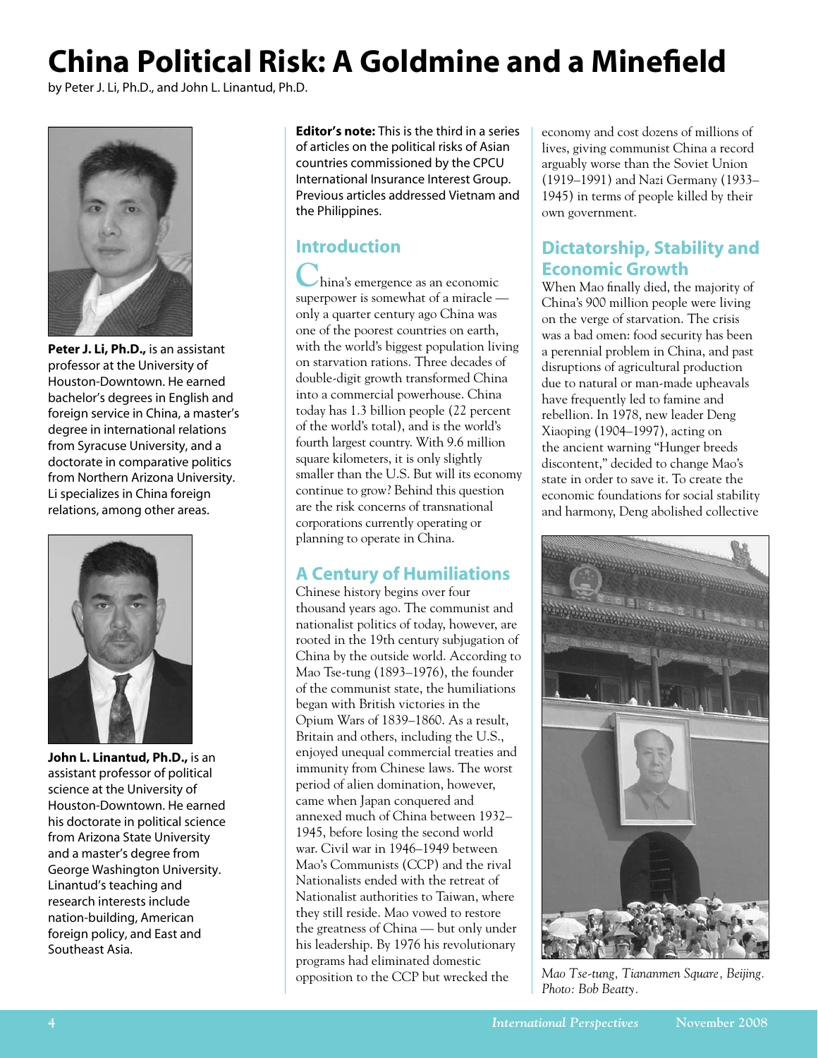# China Political Risk: A Goldmine and a Minefield

by Peter J. Li, Ph.D., and John L. Linantud, Ph.D.

**Peter J. Li, Ph.D.,** is an assistant professor at the University of Houston-Downtown. He earned bachelor's degrees in English and foreign service in China, a master's degree in international relations from Syracuse University, and a doctorate in comparative politics from Northern Arizona University. Li specializes in China foreign relations, among other areas.

**John L. Linantud, Ph.D.,** is an assistant professor of political science at the University of Houston-Downtown. He earned his doctorate in political science from Arizona State University and a master's degree from George Washington University. Linantud's teaching and research interests include nation-building, American foreign policy, and East and Southeast Asia.

**Editor's note:** This is the third in a series of articles on the political risks of Asian countries commissioned by the CPCU International Insurance Interest Group. Previous articles addressed Vietnam and the Philippines.

## Introduction

China's emergence as an economic superpower is somewhat of a miracle — only a quarter century ago China was one of the poorest countries on earth, with the world's biggest population living on starvation rations. Three decades of double-digit growth transformed China into a commercial powerhouse. China today has 1.3 billion people (22 percent of the world's total), and is the world's fourth largest country. With 9.6 million square kilometers, it is only slightly smaller than the U.S. But will its economy continue to grow? Behind this question are the risk concerns of transnational corporations currently operating or planning to operate in China.

## A Century of Humiliations

Chinese history begins over four thousand years ago. The communist and nationalist politics of today, however, are rooted in the 19th century subjugation of China by the outside world. According to Mao Tse-tung (1893–1976), the founder of the communist state, the humiliations began with British victories in the Opium Wars of 1839–1860. As a result, Britain and others, including the U.S., enjoyed unequal commercial treaties and immunity from Chinese laws. The worst period of alien domination, however, came when Japan conquered and annexed much of China between 1932–1945, before losing the second world war. Civil war in 1946–1949 between Mao's Communists (CCP) and the rival Nationalists ended with the retreat of Nationalist authorities to Taiwan, where they still reside. Mao vowed to restore the greatness of China — but only under his leadership. By 1976 his revolutionary programs had eliminated domestic opposition to the CCP but wrecked the economy and cost dozens of millions of lives, giving communist China a record arguably worse than the Soviet Union (1919–1991) and Nazi Germany (1933–1945) in terms of people killed by their own government.

## Dictatorship, Stability and Economic Growth

When Mao finally died, the majority of China's 900 million people were living on the verge of starvation. The crisis was a bad omen: food security has been a perennial problem in China, and past disruptions of agricultural production due to natural or man-made upheavals have frequently led to famine and rebellion. In 1978, new leader Deng Xiaoping (1904–1997), acting on the ancient warning "Hunger breeds discontent," decided to change Mao's state in order to save it. To create the economic foundations for social stability and harmony, Deng abolished collective

*Mao Tse-tung, Tiananmen Square, Beijing. Photo: Bob Beatty.*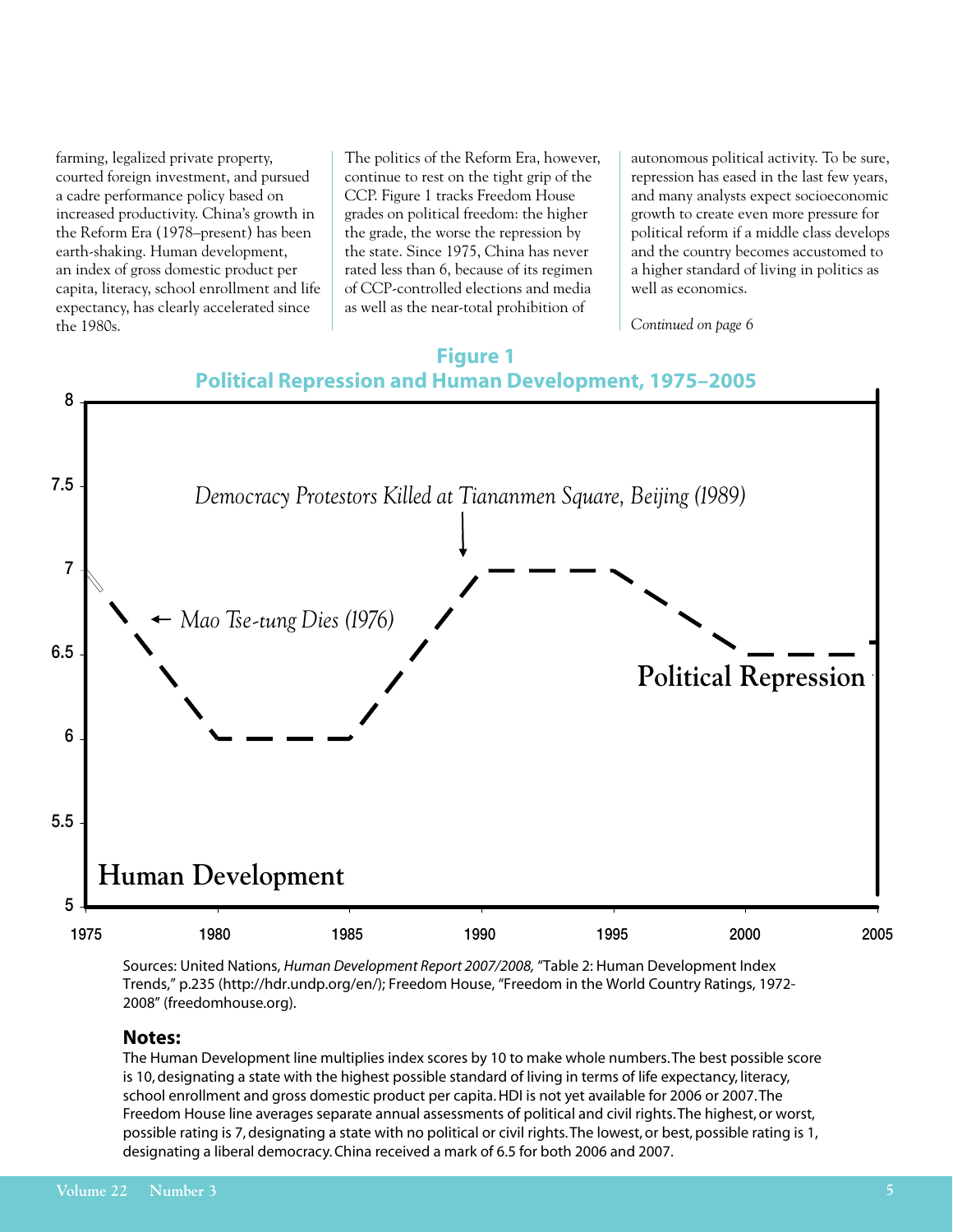farming, legalized private property, courted foreign investment, and pursued a cadre performance policy based on increased productivity. China's growth in the Reform Era (1978–present) has been earth-shaking. Human development, an index of gross domestic product per capita, literacy, school enrollment and life expectancy, has clearly accelerated since the 1980s.

The politics of the Reform Era, however, continue to rest on the tight grip of the CCP. Figure 1 tracks Freedom House grades on political freedom: the higher the grade, the worse the repression by the state. Since 1975, China has never rated less than 6, because of its regimen of CCP-controlled elections and media as well as the near-total prohibition of autonomous political activity. To be sure, repression has eased in the last few years, and many analysts expect socioeconomic growth to create even more pressure for political reform if a middle class develops and the country becomes accustomed to a higher standard of living in politics as well as economics.

*Continued on page 6*

**Figure 1**
**Political Repression and Human Development, 1975–2005**

8
7.5
7
6.5
6
5.5
5

1975
1980
1985
1990
1995
2000
2005

*Democracy Protestors Killed at Tiananmen Square, Beijing (1989)*

← *Mao Tse-tung Dies (1976)*

**Political Repression**

**Human Development**

Sources: United Nations, *Human Development Report 2007/2008,* "Table 2: Human Development Index Trends," p.235 (http://hdr.undp.org/en/); Freedom House, "Freedom in the World Country Ratings, 1972-2008" (freedomhouse.org).

**Notes:**

The Human Development line multiplies index scores by 10 to make whole numbers. The best possible score is 10, designating a state with the highest possible standard of living in terms of life expectancy, literacy, school enrollment and gross domestic product per capita. HDI is not yet available for 2006 or 2007. The Freedom House line averages separate annual assessments of political and civil rights. The highest, or worst, possible rating is 7, designating a state with no political or civil rights. The lowest, or best, possible rating is 1, designating a liberal democracy. China received a mark of 6.5 for both 2006 and 2007.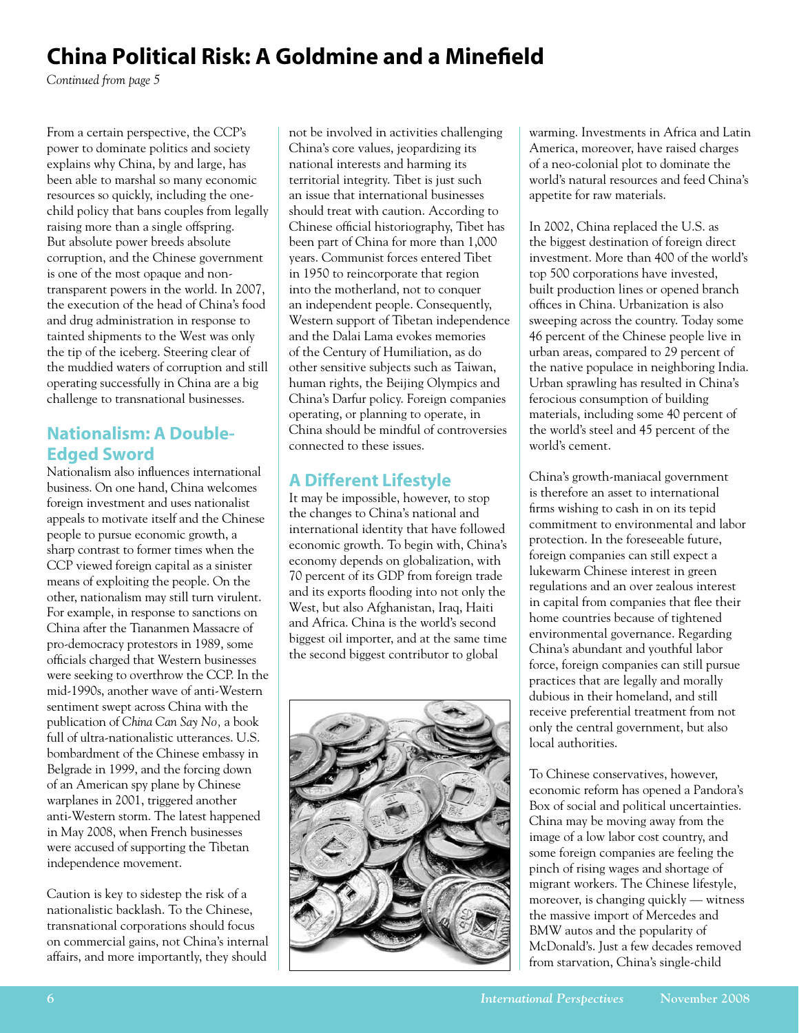# China Political Risk: A Goldmine and a Minefield

*Continued from page 5*

From a certain perspective, the CCP's power to dominate politics and society explains why China, by and large, has been able to marshal so many economic resources so quickly, including the one-child policy that bans couples from legally raising more than a single offspring. But absolute power breeds absolute corruption, and the Chinese government is one of the most opaque and non-transparent powers in the world. In 2007, the execution of the head of China's food and drug administration in response to tainted shipments to the West was only the tip of the iceberg. Steering clear of the muddied waters of corruption and still operating successfully in China are a big challenge to transnational businesses.

## Nationalism: A Double-Edged Sword

Nationalism also influences international business. On one hand, China welcomes foreign investment and uses nationalist appeals to motivate itself and the Chinese people to pursue economic growth, a sharp contrast to former times when the CCP viewed foreign capital as a sinister means of exploiting the people. On the other, nationalism may still turn virulent. For example, in response to sanctions on China after the Tiananmen Massacre of pro-democracy protestors in 1989, some officials charged that Western businesses were seeking to overthrow the CCP. In the mid-1990s, another wave of anti-Western sentiment swept across China with the publication of *China Can Say No,* a book full of ultra-nationalistic utterances. U.S. bombardment of the Chinese embassy in Belgrade in 1999, and the forcing down of an American spy plane by Chinese warplanes in 2001, triggered another anti-Western storm. The latest happened in May 2008, when French businesses were accused of supporting the Tibetan independence movement.

Caution is key to sidestep the risk of a nationalistic backlash. To the Chinese, transnational corporations should focus on commercial gains, not China's internal affairs, and more importantly, they should not be involved in activities challenging China's core values, jeopardizing its national interests and harming its territorial integrity. Tibet is just such an issue that international businesses should treat with caution. According to Chinese official historiography, Tibet has been part of China for more than 1,000 years. Communist forces entered Tibet in 1950 to reincorporate that region into the motherland, not to conquer an independent people. Consequently, Western support of Tibetan independence and the Dalai Lama evokes memories of the Century of Humiliation, as do other sensitive subjects such as Taiwan, human rights, the Beijing Olympics and China's Darfur policy. Foreign companies operating, or planning to operate, in China should be mindful of controversies connected to these issues.

## A Different Lifestyle

It may be impossible, however, to stop the changes to China's national and international identity that have followed economic growth. To begin with, China's economy depends on globalization, with 70 percent of its GDP from foreign trade and its exports flooding into not only the West, but also Afghanistan, Iraq, Haiti and Africa. China is the world's second biggest oil importer, and at the same time the second biggest contributor to global warming. Investments in Africa and Latin America, moreover, have raised charges of a neo-colonial plot to dominate the world's natural resources and feed China's appetite for raw materials.

In 2002, China replaced the U.S. as the biggest destination of foreign direct investment. More than 400 of the world's top 500 corporations have invested, built production lines or opened branch offices in China. Urbanization is also sweeping across the country. Today some 46 percent of the Chinese people live in urban areas, compared to 29 percent of the native populace in neighboring India. Urban sprawling has resulted in China's ferocious consumption of building materials, including some 40 percent of the world's steel and 45 percent of the world's cement.

China's growth-maniacal government is therefore an asset to international firms wishing to cash in on its tepid commitment to environmental and labor protection. In the foreseeable future, foreign companies can still expect a lukewarm Chinese interest in green regulations and an over zealous interest in capital from companies that flee their home countries because of tightened environmental governance. Regarding China's abundant and youthful labor force, foreign companies can still pursue practices that are legally and morally dubious in their homeland, and still receive preferential treatment from not only the central government, but also local authorities.

To Chinese conservatives, however, economic reform has opened a Pandora's Box of social and political uncertainties. China may be moving away from the image of a low labor cost country, and some foreign companies are feeling the pinch of rising wages and shortage of migrant workers. The Chinese lifestyle, moreover, is changing quickly — witness the massive import of Mercedes and BMW autos and the popularity of McDonald's. Just a few decades removed from starvation, China's single-child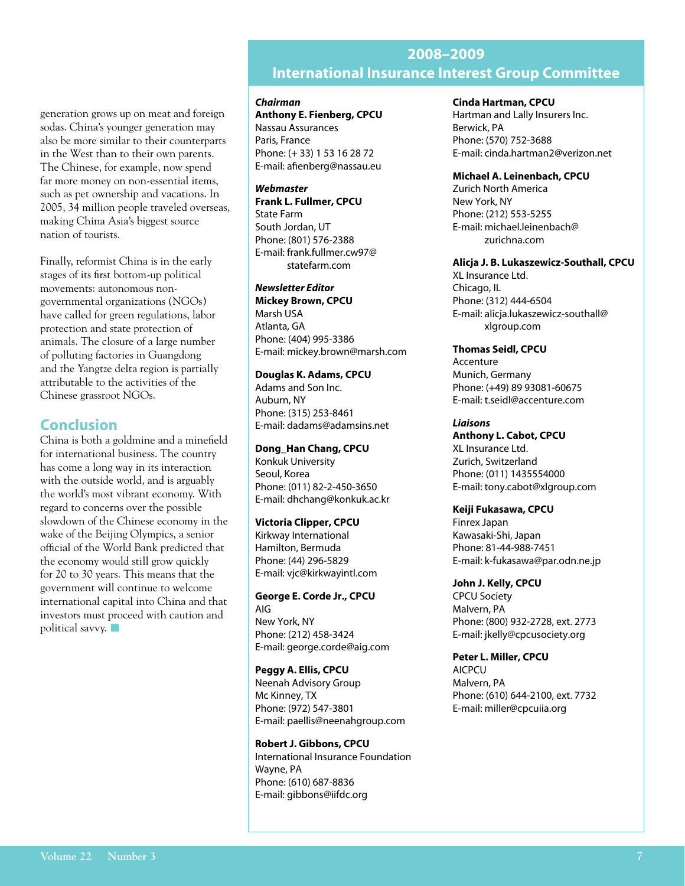generation grows up on meat and foreign sodas. China's younger generation may also be more similar to their counterparts in the West than to their own parents. The Chinese, for example, now spend far more money on non-essential items, such as pet ownership and vacations. In 2005, 34 million people traveled overseas, making China Asia's biggest source nation of tourists.

Finally, reformist China is in the early stages of its first bottom-up political movements: autonomous non-governmental organizations (NGOs) have called for green regulations, labor protection and state protection of animals. The closure of a large number of polluting factories in Guangdong and the Yangtze delta region is partially attributable to the activities of the Chinese grassroot NGOs.

## Conclusion

China is both a goldmine and a minefield for international business. The country has come a long way in its interaction with the outside world, and is arguably the world's most vibrant economy. With regard to concerns over the possible slowdown of the Chinese economy in the wake of the Beijing Olympics, a senior official of the World Bank predicted that the economy would still grow quickly for 20 to 30 years. This means that the government will continue to welcome international capital into China and that investors must proceed with caution and political savvy. ■

## 2008–2009 International Insurance Interest Group Committee

***Chairman***
**Anthony E. Fienberg, CPCU**
Nassau Assurances
Paris, France
Phone: (+ 33) 1 53 16 28 72
E-mail: afienberg@nassau.eu

***Webmaster***
**Frank L. Fullmer, CPCU**
State Farm
South Jordan, UT
Phone: (801) 576-2388
E-mail: frank.fullmer.cw97@statefarm.com

***Newsletter Editor***
**Mickey Brown, CPCU**
Marsh USA
Atlanta, GA
Phone: (404) 995-3386
E-mail: mickey.brown@marsh.com

**Douglas K. Adams, CPCU**
Adams and Son Inc.
Auburn, NY
Phone: (315) 253-8461
E-mail: dadams@adamsins.net

**Dong_Han Chang, CPCU**
Konkuk University
Seoul, Korea
Phone: (011) 82-2-450-3650
E-mail: dhchang@konkuk.ac.kr

**Victoria Clipper, CPCU**
Kirkway International
Hamilton, Bermuda
Phone: (44) 296-5829
E-mail: vjc@kirkwayintl.com

**George E. Corde Jr., CPCU**
AIG
New York, NY
Phone: (212) 458-3424
E-mail: george.corde@aig.com

**Peggy A. Ellis, CPCU**
Neenah Advisory Group
Mc Kinney, TX
Phone: (972) 547-3801
E-mail: paellis@neenahgroup.com

**Robert J. Gibbons, CPCU**
International Insurance Foundation
Wayne, PA
Phone: (610) 687-8836
E-mail: gibbons@iifdc.org

**Cinda Hartman, CPCU**
Hartman and Lally Insurers Inc.
Berwick, PA
Phone: (570) 752-3688
E-mail: cinda.hartman2@verizon.net

**Michael A. Leinenbach, CPCU**
Zurich North America
New York, NY
Phone: (212) 553-5255
E-mail: michael.leinenbach@zurichna.com

**Alicja J. B. Lukaszewicz-Southall, CPCU**
XL Insurance Ltd.
Chicago, IL
Phone: (312) 444-6504
E-mail: alicja.lukaszewicz-southall@xlgroup.com

**Thomas Seidl, CPCU**
Accenture
Munich, Germany
Phone: (+49) 89 93081-60675
E-mail: t.seidl@accenture.com

***Liaisons***
**Anthony L. Cabot, CPCU**
XL Insurance Ltd.
Zurich, Switzerland
Phone: (011) 1435554000
E-mail: tony.cabot@xlgroup.com

**Keiji Fukasawa, CPCU**
Finrex Japan
Kawasaki-Shi, Japan
Phone: 81-44-988-7451
E-mail: k-fukasawa@par.odn.ne.jp

**John J. Kelly, CPCU**
CPCU Society
Malvern, PA
Phone: (800) 932-2728, ext. 2773
E-mail: jkelly@cpcusociety.org

**Peter L. Miller, CPCU**
AICPCU
Malvern, PA
Phone: (610) 644-2100, ext. 7732
E-mail: miller@cpcuiia.org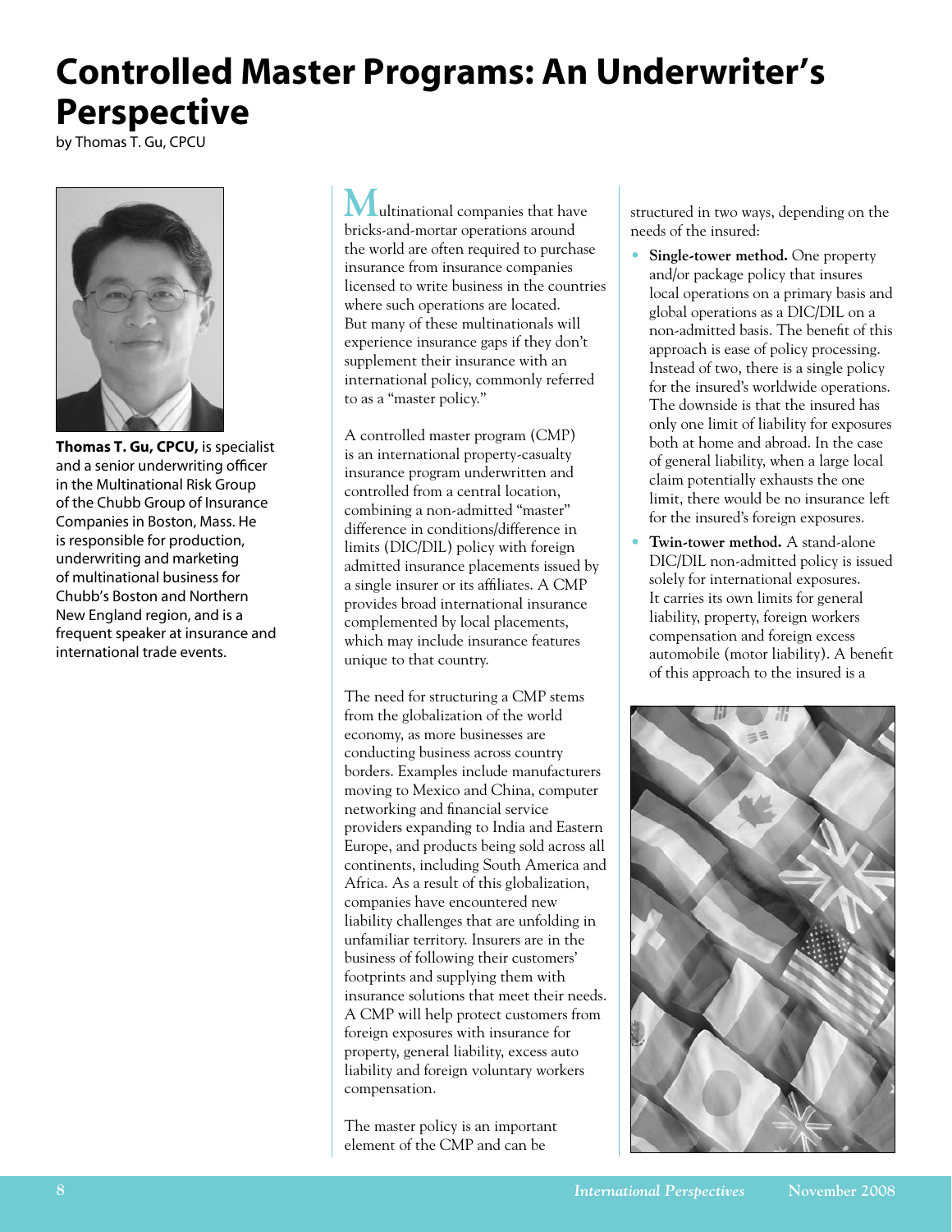# Controlled Master Programs: An Underwriter's Perspective

by Thomas T. Gu, CPCU

**Thomas T. Gu, CPCU,** is specialist and a senior underwriting officer in the Multinational Risk Group of the Chubb Group of Insurance Companies in Boston, Mass. He is responsible for production, underwriting and marketing of multinational business for Chubb's Boston and Northern New England region, and is a frequent speaker at insurance and international trade events.

Multinational companies that have bricks-and-mortar operations around the world are often required to purchase insurance from insurance companies licensed to write business in the countries where such operations are located. But many of these multinationals will experience insurance gaps if they don't supplement their insurance with an international policy, commonly referred to as a "master policy."

A controlled master program (CMP) is an international property-casualty insurance program underwritten and controlled from a central location, combining a non-admitted "master" difference in conditions/difference in limits (DIC/DIL) policy with foreign admitted insurance placements issued by a single insurer or its affiliates. A CMP provides broad international insurance complemented by local placements, which may include insurance features unique to that country.

The need for structuring a CMP stems from the globalization of the world economy, as more businesses are conducting business across country borders. Examples include manufacturers moving to Mexico and China, computer networking and financial service providers expanding to India and Eastern Europe, and products being sold across all continents, including South America and Africa. As a result of this globalization, companies have encountered new liability challenges that are unfolding in unfamiliar territory. Insurers are in the business of following their customers' footprints and supplying them with insurance solutions that meet their needs. A CMP will help protect customers from foreign exposures with insurance for property, general liability, excess auto liability and foreign voluntary workers compensation.

The master policy is an important element of the CMP and can be structured in two ways, depending on the needs of the insured:

- **Single-tower method.** One property and/or package policy that insures local operations on a primary basis and global operations as a DIC/DIL on a non-admitted basis. The benefit of this approach is ease of policy processing. Instead of two, there is a single policy for the insured's worldwide operations. The downside is that the insured has only one limit of liability for exposures both at home and abroad. In the case of general liability, when a large local claim potentially exhausts the one limit, there would be no insurance left for the insured's foreign exposures.
- **Twin-tower method.** A stand-alone DIC/DIL non-admitted policy is issued solely for international exposures. It carries its own limits for general liability, property, foreign workers compensation and foreign excess automobile (motor liability). A benefit of this approach to the insured is a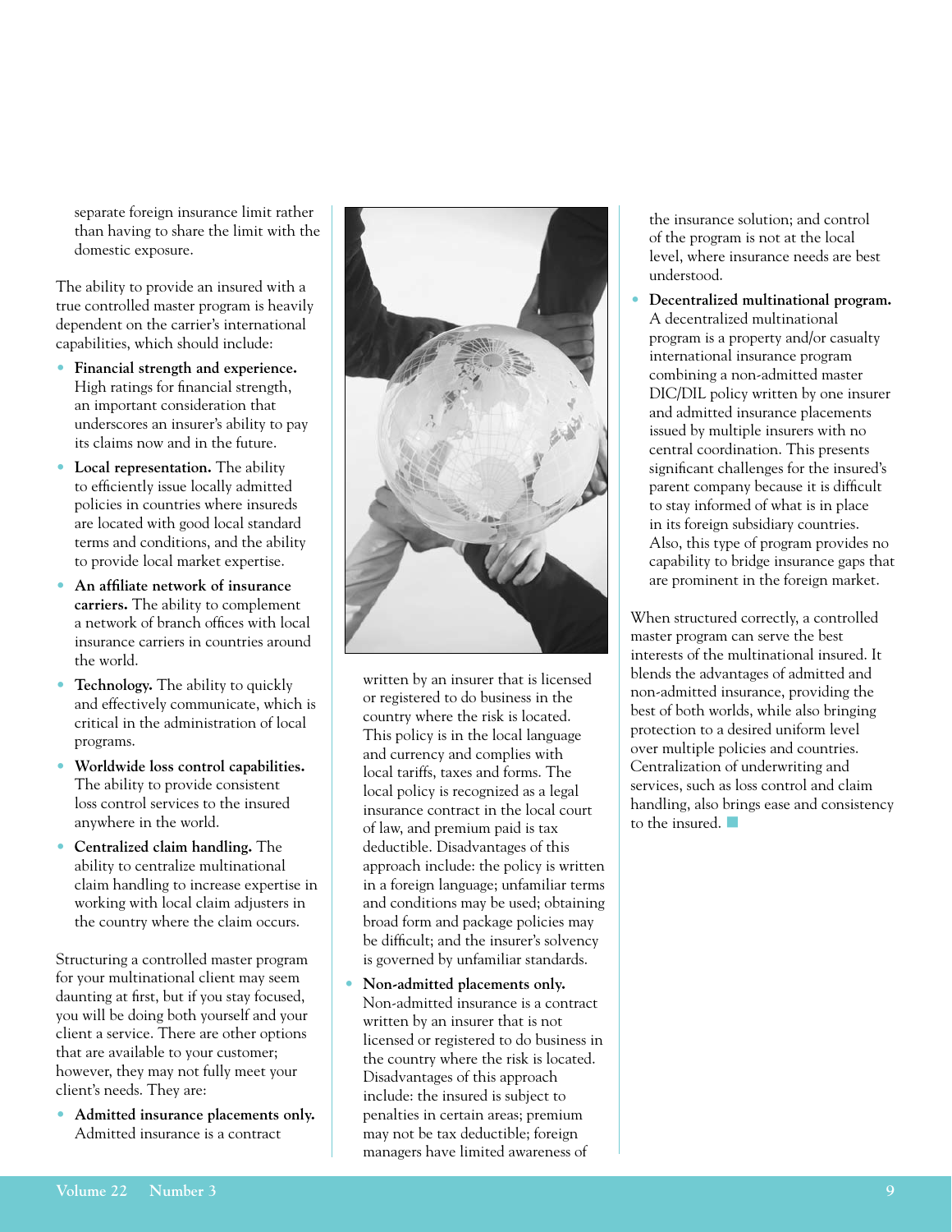separate foreign insurance limit rather than having to share the limit with the domestic exposure.

The ability to provide an insured with a true controlled master program is heavily dependent on the carrier's international capabilities, which should include:

- **Financial strength and experience.** High ratings for financial strength, an important consideration that underscores an insurer's ability to pay its claims now and in the future.
- **Local representation.** The ability to efficiently issue locally admitted policies in countries where insureds are located with good local standard terms and conditions, and the ability to provide local market expertise.
- **An affiliate network of insurance carriers.** The ability to complement a network of branch offices with local insurance carriers in countries around the world.
- **Technology.** The ability to quickly and effectively communicate, which is critical in the administration of local programs.
- **Worldwide loss control capabilities.** The ability to provide consistent loss control services to the insured anywhere in the world.
- **Centralized claim handling.** The ability to centralize multinational claim handling to increase expertise in working with local claim adjusters in the country where the claim occurs.

Structuring a controlled master program for your multinational client may seem daunting at first, but if you stay focused, you will be doing both yourself and your client a service. There are other options that are available to your customer; however, they may not fully meet your client's needs. They are:

- **Admitted insurance placements only.** Admitted insurance is a contract written by an insurer that is licensed or registered to do business in the country where the risk is located. This policy is in the local language and currency and complies with local tariffs, taxes and forms. The local policy is recognized as a legal insurance contract in the local court of law, and premium paid is tax deductible. Disadvantages of this approach include: the policy is written in a foreign language; unfamiliar terms and conditions may be used; obtaining broad form and package policies may be difficult; and the insurer's solvency is governed by unfamiliar standards.
- **Non-admitted placements only.** Non-admitted insurance is a contract written by an insurer that is not licensed or registered to do business in the country where the risk is located. Disadvantages of this approach include: the insured is subject to penalties in certain areas; premium may not be tax deductible; foreign managers have limited awareness of the insurance solution; and control of the program is not at the local level, where insurance needs are best understood.
- **Decentralized multinational program.** A decentralized multinational program is a property and/or casualty international insurance program combining a non-admitted master DIC/DIL policy written by one insurer and admitted insurance placements issued by multiple insurers with no central coordination. This presents significant challenges for the insured's parent company because it is difficult to stay informed of what is in place in its foreign subsidiary countries. Also, this type of program provides no capability to bridge insurance gaps that are prominent in the foreign market.

When structured correctly, a controlled master program can serve the best interests of the multinational insured. It blends the advantages of admitted and non-admitted insurance, providing the best of both worlds, while also bringing protection to a desired uniform level over multiple policies and countries. Centralization of underwriting and services, such as loss control and claim handling, also brings ease and consistency to the insured. ■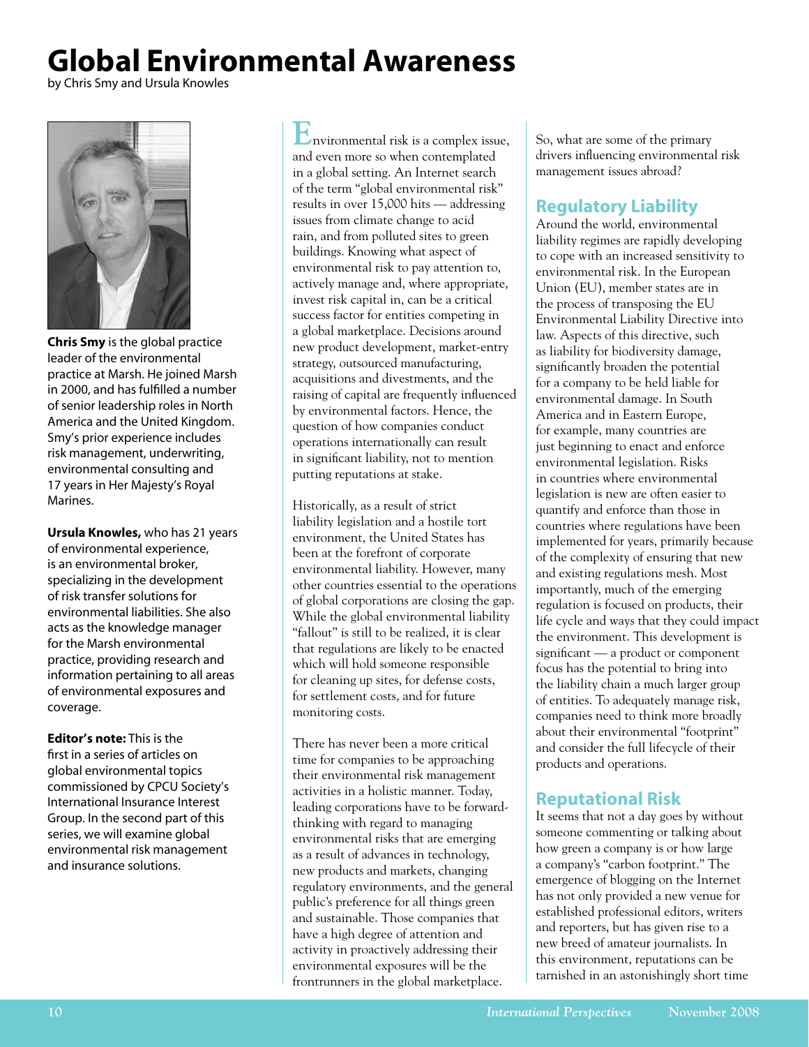# Global Environmental Awareness

by Chris Smy and Ursula Knowles

**Chris Smy** is the global practice leader of the environmental practice at Marsh. He joined Marsh in 2000, and has fulfilled a number of senior leadership roles in North America and the United Kingdom. Smy's prior experience includes risk management, underwriting, environmental consulting and 17 years in Her Majesty's Royal Marines.

**Ursula Knowles,** who has 21 years of environmental experience, is an environmental broker, specializing in the development of risk transfer solutions for environmental liabilities. She also acts as the knowledge manager for the Marsh environmental practice, providing research and information pertaining to all areas of environmental exposures and coverage.

**Editor's note:** This is the first in a series of articles on global environmental topics commissioned by CPCU Society's International Insurance Interest Group. In the second part of this series, we will examine global environmental risk management and insurance solutions.

Environmental risk is a complex issue, and even more so when contemplated in a global setting. An Internet search of the term "global environmental risk" results in over 15,000 hits — addressing issues from climate change to acid rain, and from polluted sites to green buildings. Knowing what aspect of environmental risk to pay attention to, actively manage and, where appropriate, invest risk capital in, can be a critical success factor for entities competing in a global marketplace. Decisions around new product development, market-entry strategy, outsourced manufacturing, acquisitions and divestments, and the raising of capital are frequently influenced by environmental factors. Hence, the question of how companies conduct operations internationally can result in significant liability, not to mention putting reputations at stake.

Historically, as a result of strict liability legislation and a hostile tort environment, the United States has been at the forefront of corporate environmental liability. However, many other countries essential to the operations of global corporations are closing the gap. While the global environmental liability "fallout" is still to be realized, it is clear that regulations are likely to be enacted which will hold someone responsible for cleaning up sites, for defense costs, for settlement costs, and for future monitoring costs.

There has never been a more critical time for companies to be approaching their environmental risk management activities in a holistic manner. Today, leading corporations have to be forward-thinking with regard to managing environmental risks that are emerging as a result of advances in technology, new products and markets, changing regulatory environments, and the general public's preference for all things green and sustainable. Those companies that have a high degree of attention and activity in proactively addressing their environmental exposures will be the frontrunners in the global marketplace.

So, what are some of the primary drivers influencing environmental risk management issues abroad?

## Regulatory Liability

Around the world, environmental liability regimes are rapidly developing to cope with an increased sensitivity to environmental risk. In the European Union (EU), member states are in the process of transposing the EU Environmental Liability Directive into law. Aspects of this directive, such as liability for biodiversity damage, significantly broaden the potential for a company to be held liable for environmental damage. In South America and in Eastern Europe, for example, many countries are just beginning to enact and enforce environmental legislation. Risks in countries where environmental legislation is new are often easier to quantify and enforce than those in countries where regulations have been implemented for years, primarily because of the complexity of ensuring that new and existing regulations mesh. Most importantly, much of the emerging regulation is focused on products, their life cycle and ways that they could impact the environment. This development is significant — a product or component focus has the potential to bring into the liability chain a much larger group of entities. To adequately manage risk, companies need to think more broadly about their environmental "footprint" and consider the full lifecycle of their products and operations.

## Reputational Risk

It seems that not a day goes by without someone commenting or talking about how green a company is or how large a company's "carbon footprint." The emergence of blogging on the Internet has not only provided a new venue for established professional editors, writers and reporters, but has given rise to a new breed of amateur journalists. In this environment, reputations can be tarnished in an astonishingly short time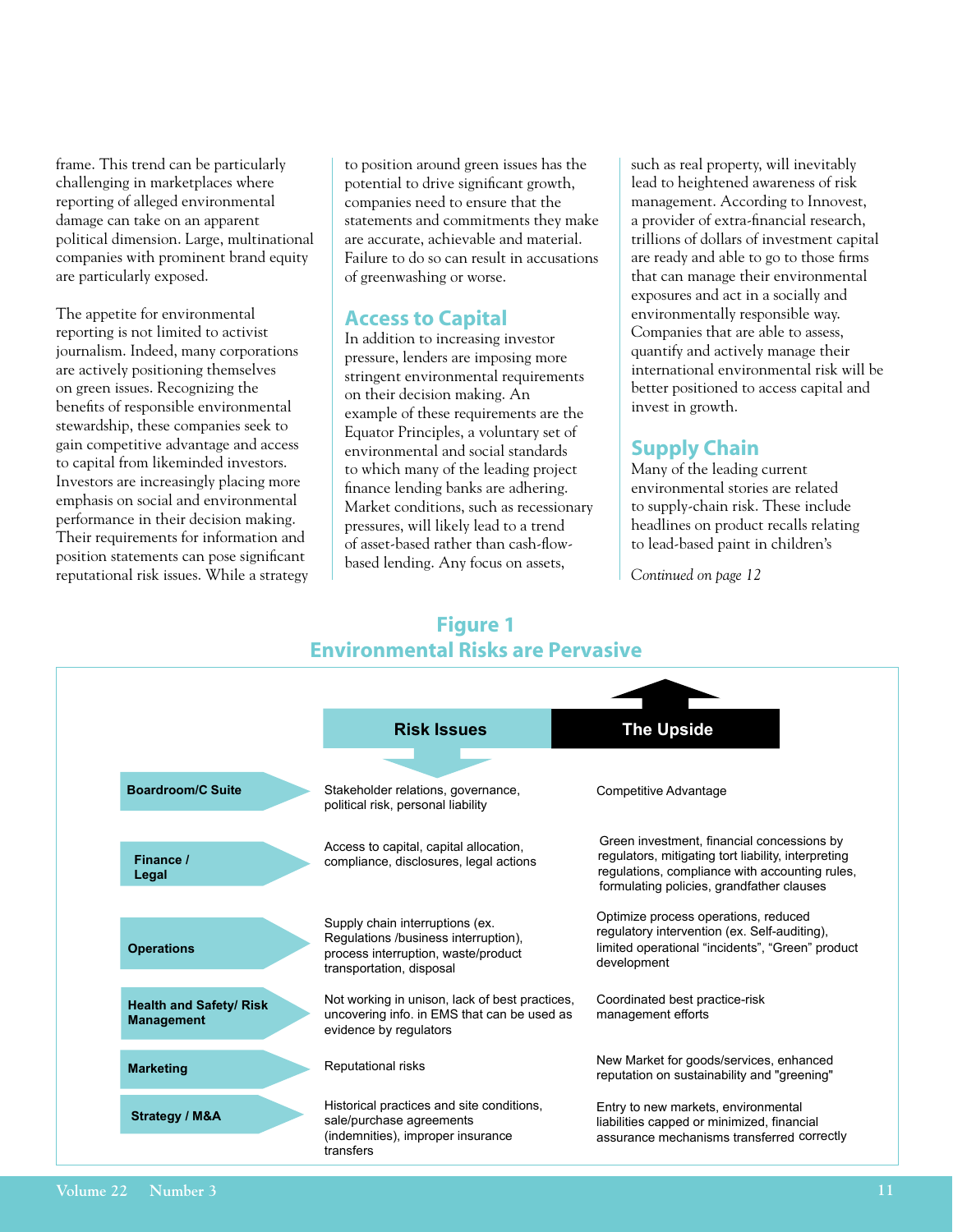frame. This trend can be particularly challenging in marketplaces where reporting of alleged environmental damage can take on an apparent political dimension. Large, multinational companies with prominent brand equity are particularly exposed.

The appetite for environmental reporting is not limited to activist journalism. Indeed, many corporations are actively positioning themselves on green issues. Recognizing the benefits of responsible environmental stewardship, these companies seek to gain competitive advantage and access to capital from likeminded investors. Investors are increasingly placing more emphasis on social and environmental performance in their decision making. Their requirements for information and position statements can pose significant reputational risk issues. While a strategy to position around green issues has the potential to drive significant growth, companies need to ensure that the statements and commitments they make are accurate, achievable and material. Failure to do so can result in accusations of greenwashing or worse.

## Access to Capital

In addition to increasing investor pressure, lenders are imposing more stringent environmental requirements on their decision making. An example of these requirements are the Equator Principles, a voluntary set of environmental and social standards to which many of the leading project finance lending banks are adhering. Market conditions, such as recessionary pressures, will likely lead to a trend of asset-based rather than cash-flow-based lending. Any focus on assets, such as real property, will inevitably lead to heightened awareness of risk management. According to Innovest, a provider of extra-financial research, trillions of dollars of investment capital are ready and able to go to those firms that can manage their environmental exposures and act in a socially and environmentally responsible way. Companies that are able to assess, quantify and actively manage their international environmental risk will be better positioned to access capital and invest in growth.

## Supply Chain

Many of the leading current environmental stories are related to supply-chain risk. These include headlines on product recalls relating to lead-based paint in children's

*Continued on page 12*

## Figure 1
## Environmental Risks are Pervasive

| | Risk Issues | The Upside |
|---|---|---|
| **Boardroom/C Suite** | Stakeholder relations, governance, political risk, personal liability | Competitive Advantage |
| **Finance / Legal** | Access to capital, capital allocation, compliance, disclosures, legal actions | Green investment, financial concessions by regulators, mitigating tort liability, interpreting regulations, compliance with accounting rules, formulating policies, grandfather clauses |
| **Operations** | Supply chain interruptions (ex. Regulations /business interruption), process interruption, waste/product transportation, disposal | Optimize process operations, reduced regulatory intervention (ex. Self-auditing), limited operational "incidents", "Green" product development |
| **Health and Safety/ Risk Management** | Not working in unison, lack of best practices, uncovering info. in EMS that can be used as evidence by regulators | Coordinated best practice-risk management efforts |
| **Marketing** | Reputational risks | New Market for goods/services, enhanced reputation on sustainability and "greening" |
| **Strategy / M&A** | Historical practices and site conditions, sale/purchase agreements (indemnities), improper insurance transfers | Entry to new markets, environmental liabilities capped or minimized, financial assurance mechanisms transferred correctly |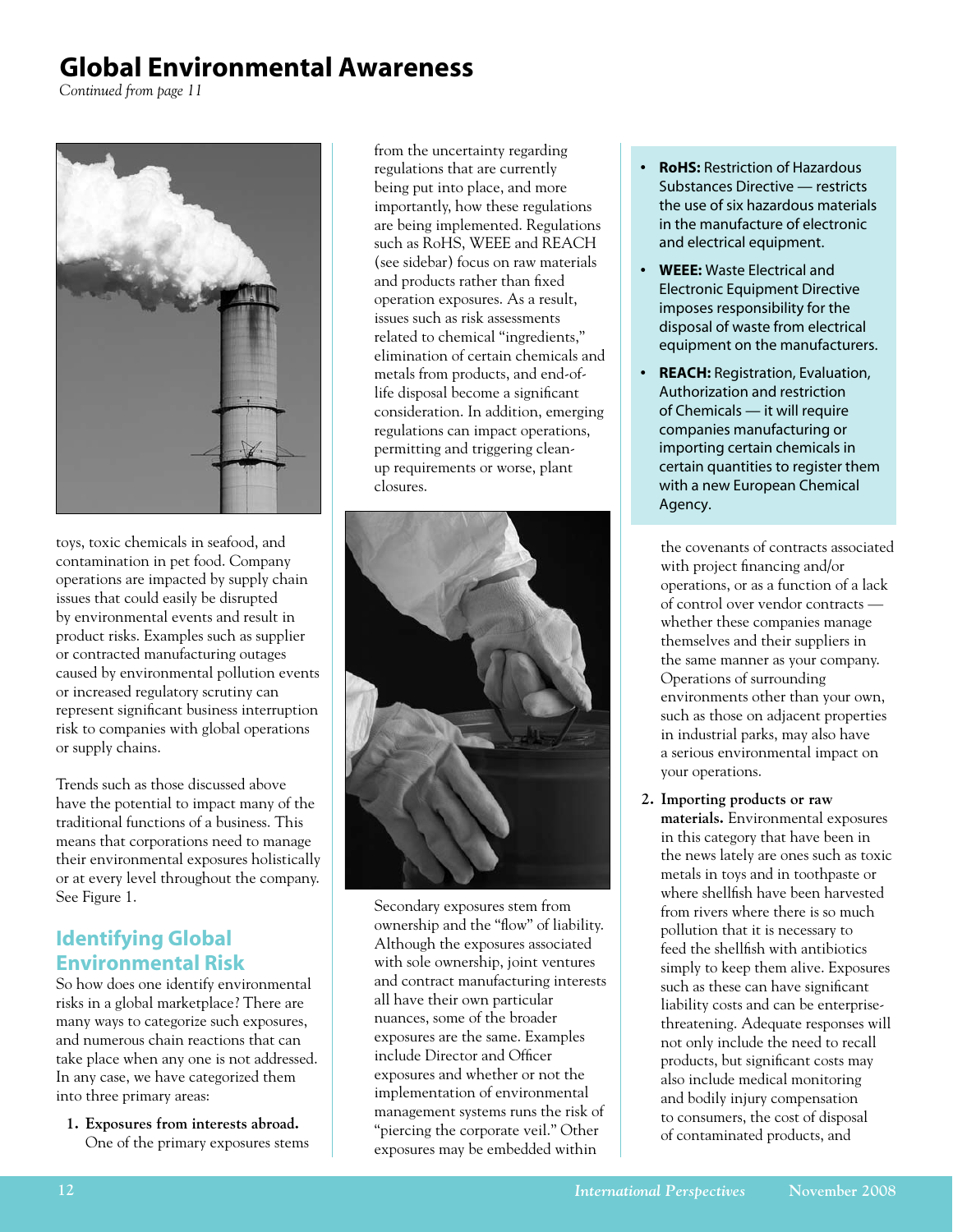# Global Environmental Awareness

*Continued from page 11*

toys, toxic chemicals in seafood, and contamination in pet food. Company operations are impacted by supply chain issues that could easily be disrupted by environmental events and result in product risks. Examples such as supplier or contracted manufacturing outages caused by environmental pollution events or increased regulatory scrutiny can represent significant business interruption risk to companies with global operations or supply chains.

Trends such as those discussed above have the potential to impact many of the traditional functions of a business. This means that corporations need to manage their environmental exposures holistically or at every level throughout the company. See Figure 1.

## Identifying Global Environmental Risk

So how does one identify environmental risks in a global marketplace? There are many ways to categorize such exposures, and numerous chain reactions that can take place when any one is not addressed. In any case, we have categorized them into three primary areas:

1. **Exposures from interests abroad.** One of the primary exposures stems from the uncertainty regarding regulations that are currently being put into place, and more importantly, how these regulations are being implemented. Regulations such as RoHS, WEEE and REACH (see sidebar) focus on raw materials and products rather than fixed operation exposures. As a result, issues such as risk assessments related to chemical "ingredients," elimination of certain chemicals and metals from products, and end-of-life disposal become a significant consideration. In addition, emerging regulations can impact operations, permitting and triggering clean-up requirements or worse, plant closures.

   Secondary exposures stem from ownership and the "flow" of liability. Although the exposures associated with sole ownership, joint ventures and contract manufacturing interests all have their own particular nuances, some of the broader exposures are the same. Examples include Director and Officer exposures and whether or not the implementation of environmental management systems runs the risk of "piercing the corporate veil." Other exposures may be embedded within the covenants of contracts associated with project financing and/or operations, or as a function of a lack of control over vendor contracts — whether these companies manage themselves and their suppliers in the same manner as your company. Operations of surrounding environments other than your own, such as those on adjacent properties in industrial parks, may also have a serious environmental impact on your operations.

2. **Importing products or raw materials.** Environmental exposures in this category that have been in the news lately are ones such as toxic metals in toys and in toothpaste or where shellfish have been harvested from rivers where there is so much pollution that it is necessary to feed the shellfish with antibiotics simply to keep them alive. Exposures such as these can have significant liability costs and can be enterprise-threatening. Adequate responses will not only include the need to recall products, but significant costs may also include medical monitoring and bodily injury compensation to consumers, the cost of disposal of contaminated products, and

- **RoHS:** Restriction of Hazardous Substances Directive — restricts the use of six hazardous materials in the manufacture of electronic and electrical equipment.
- **WEEE:** Waste Electrical and Electronic Equipment Directive imposes responsibility for the disposal of waste from electrical equipment on the manufacturers.
- **REACH:** Registration, Evaluation, Authorization and restriction of Chemicals — it will require companies manufacturing or importing certain chemicals in certain quantities to register them with a new European Chemical Agency.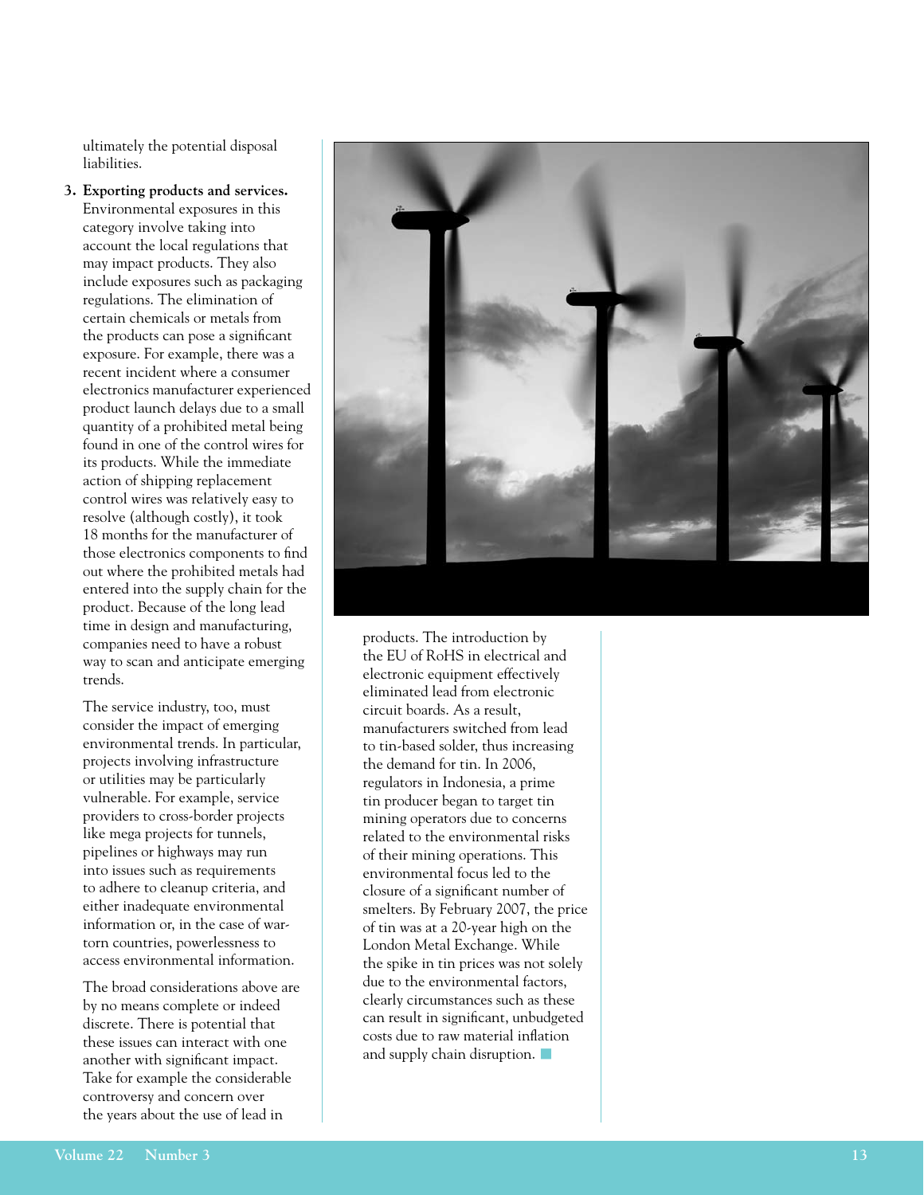ultimately the potential disposal liabilities.

3. **Exporting products and services.** Environmental exposures in this category involve taking into account the local regulations that may impact products. They also include exposures such as packaging regulations. The elimination of certain chemicals or metals from the products can pose a significant exposure. For example, there was a recent incident where a consumer electronics manufacturer experienced product launch delays due to a small quantity of a prohibited metal being found in one of the control wires for its products. While the immediate action of shipping replacement control wires was relatively easy to resolve (although costly), it took 18 months for the manufacturer of those electronics components to find out where the prohibited metals had entered into the supply chain for the product. Because of the long lead time in design and manufacturing, companies need to have a robust way to scan and anticipate emerging trends.

   The service industry, too, must consider the impact of emerging environmental trends. In particular, projects involving infrastructure or utilities may be particularly vulnerable. For example, service providers to cross-border projects like mega projects for tunnels, pipelines or highways may run into issues such as requirements to adhere to cleanup criteria, and either inadequate environmental information or, in the case of war-torn countries, powerlessness to access environmental information.

   The broad considerations above are by no means complete or indeed discrete. There is potential that these issues can interact with one another with significant impact. Take for example the considerable controversy and concern over the years about the use of lead in products. The introduction by the EU of RoHS in electrical and electronic equipment effectively eliminated lead from electronic circuit boards. As a result, manufacturers switched from lead to tin-based solder, thus increasing the demand for tin. In 2006, regulators in Indonesia, a prime tin producer began to target tin mining operators due to concerns related to the environmental risks of their mining operations. This environmental focus led to the closure of a significant number of smelters. By February 2007, the price of tin was at a 20-year high on the London Metal Exchange. While the spike in tin prices was not solely due to the environmental factors, clearly circumstances such as these can result in significant, unbudgeted costs due to raw material inflation and supply chain disruption.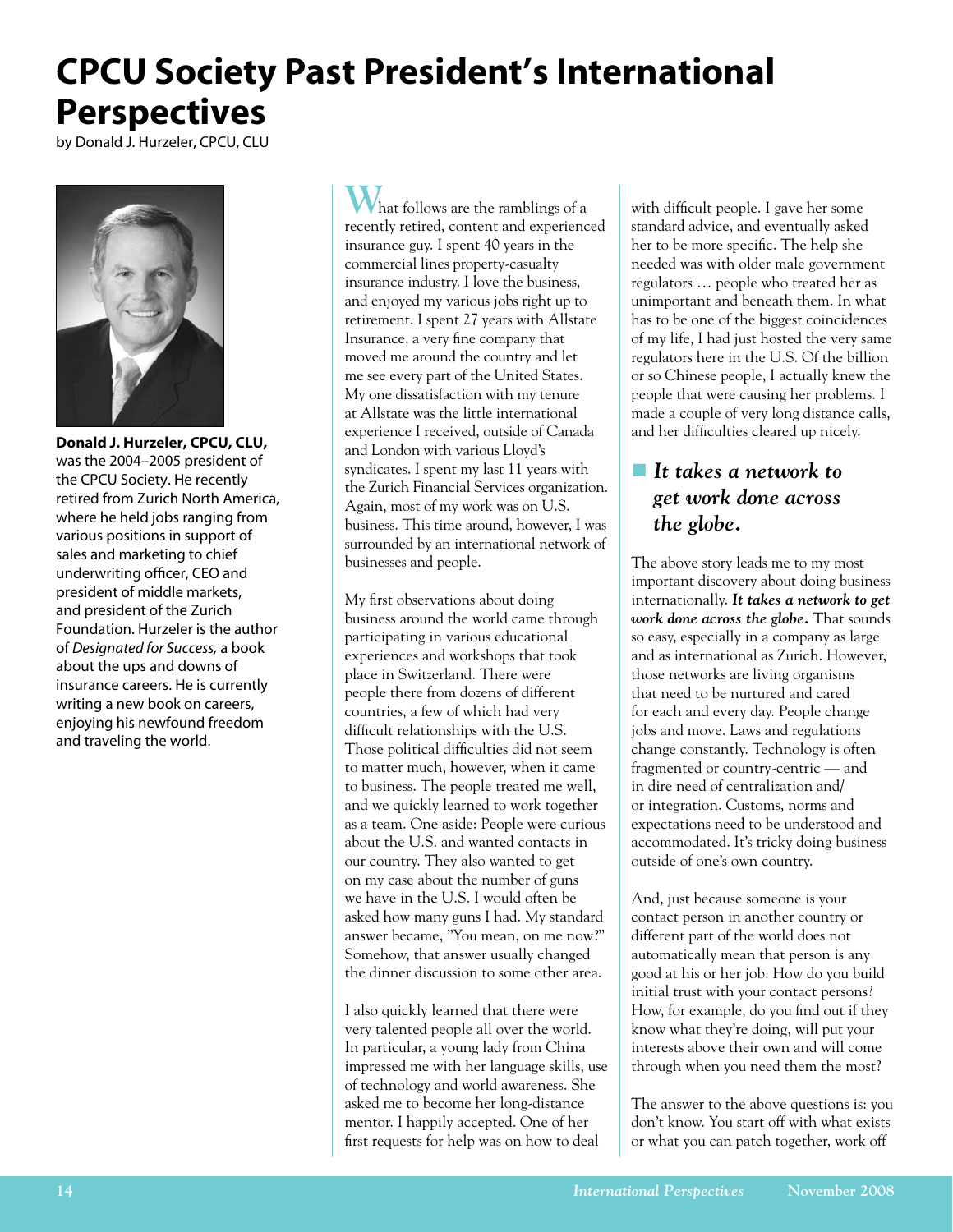# CPCU Society Past President's International Perspectives

by Donald J. Hurzeler, CPCU, CLU

**Donald J. Hurzeler, CPCU, CLU,** was the 2004–2005 president of the CPCU Society. He recently retired from Zurich North America, where he held jobs ranging from various positions in support of sales and marketing to chief underwriting officer, CEO and president of middle markets, and president of the Zurich Foundation. Hurzeler is the author of *Designated for Success,* a book about the ups and downs of insurance careers. He is currently writing a new book on careers, enjoying his newfound freedom and traveling the world.

What follows are the ramblings of a recently retired, content and experienced insurance guy. I spent 40 years in the commercial lines property-casualty insurance industry. I love the business, and enjoyed my various jobs right up to retirement. I spent 27 years with Allstate Insurance, a very fine company that moved me around the country and let me see every part of the United States. My one dissatisfaction with my tenure at Allstate was the little international experience I received, outside of Canada and London with various Lloyd's syndicates. I spent my last 11 years with the Zurich Financial Services organization. Again, most of my work was on U.S. business. This time around, however, I was surrounded by an international network of businesses and people.

My first observations about doing business around the world came through participating in various educational experiences and workshops that took place in Switzerland. There were people there from dozens of different countries, a few of which had very difficult relationships with the U.S. Those political difficulties did not seem to matter much, however, when it came to business. The people treated me well, and we quickly learned to work together as a team. One aside: People were curious about the U.S. and wanted contacts in our country. They also wanted to get on my case about the number of guns we have in the U.S. I would often be asked how many guns I had. My standard answer became, "You mean, on me now?" Somehow, that answer usually changed the dinner discussion to some other area.

I also quickly learned that there were very talented people all over the world. In particular, a young lady from China impressed me with her language skills, use of technology and world awareness. She asked me to become her long-distance mentor. I happily accepted. One of her first requests for help was on how to deal with difficult people. I gave her some standard advice, and eventually asked her to be more specific. The help she needed was with older male government regulators … people who treated her as unimportant and beneath them. In what has to be one of the biggest coincidences of my life, I had just hosted the very same regulators here in the U.S. Of the billion or so Chinese people, I actually knew the people that were causing her problems. I made a couple of very long distance calls, and her difficulties cleared up nicely.

> ***It takes a network to get work done across the globe.***

The above story leads me to my most important discovery about doing business internationally. ***It takes a network to get work done across the globe.*** That sounds so easy, especially in a company as large and as international as Zurich. However, those networks are living organisms that need to be nurtured and cared for each and every day. People change jobs and move. Laws and regulations change constantly. Technology is often fragmented or country-centric — and in dire need of centralization and/or integration. Customs, norms and expectations need to be understood and accommodated. It's tricky doing business outside of one's own country.

And, just because someone is your contact person in another country or different part of the world does not automatically mean that person is any good at his or her job. How do you build initial trust with your contact persons? How, for example, do you find out if they know what they're doing, will put your interests above their own and will come through when you need them the most?

The answer to the above questions is: you don't know. You start off with what exists or what you can patch together, work off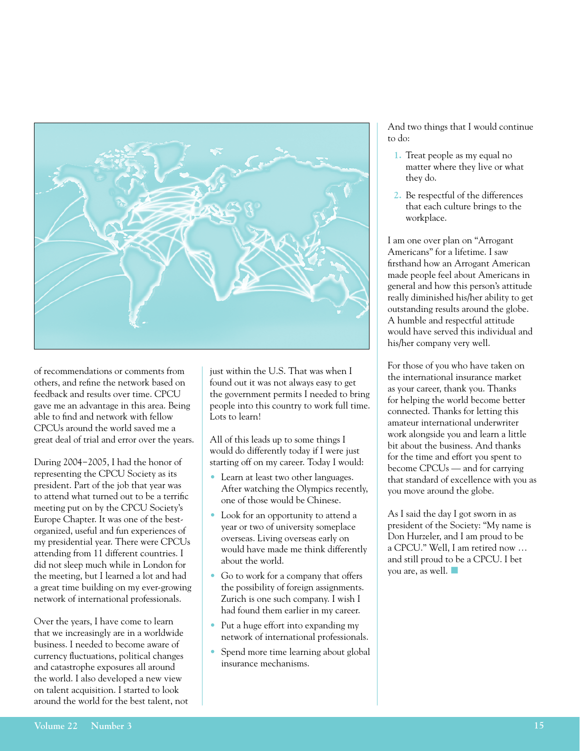of recommendations or comments from others, and refine the network based on feedback and results over time. CPCU gave me an advantage in this area. Being able to find and network with fellow CPCUs around the world saved me a great deal of trial and error over the years.

During 2004–2005, I had the honor of representing the CPCU Society as its president. Part of the job that year was to attend what turned out to be a terrific meeting put on by the CPCU Society's Europe Chapter. It was one of the best-organized, useful and fun experiences of my presidential year. There were CPCUs attending from 11 different countries. I did not sleep much while in London for the meeting, but I learned a lot and had a great time building on my ever-growing network of international professionals.

Over the years, I have come to learn that we increasingly are in a worldwide business. I needed to become aware of currency fluctuations, political changes and catastrophe exposures all around the world. I also developed a new view on talent acquisition. I started to look around the world for the best talent, not just within the U.S. That was when I found out it was not always easy to get the government permits I needed to bring people into this country to work full time. Lots to learn!

All of this leads up to some things I would do differently today if I were just starting off on my career. Today I would:

- Learn at least two other languages. After watching the Olympics recently, one of those would be Chinese.
- Look for an opportunity to attend a year or two of university someplace overseas. Living overseas early on would have made me think differently about the world.
- Go to work for a company that offers the possibility of foreign assignments. Zurich is one such company. I wish I had found them earlier in my career.
- Put a huge effort into expanding my network of international professionals.
- Spend more time learning about global insurance mechanisms.

And two things that I would continue to do:

1. Treat people as my equal no matter where they live or what they do.
2. Be respectful of the differences that each culture brings to the workplace.

I am one over plan on "Arrogant Americans" for a lifetime. I saw firsthand how an Arrogant American made people feel about Americans in general and how this person's attitude really diminished his/her ability to get outstanding results around the globe. A humble and respectful attitude would have served this individual and his/her company very well.

For those of you who have taken on the international insurance market as your career, thank you. Thanks for helping the world become better connected. Thanks for letting this amateur international underwriter work alongside you and learn a little bit about the business. And thanks for the time and effort you spent to become CPCUs — and for carrying that standard of excellence with you as you move around the globe.

As I said the day I got sworn in as president of the Society: "My name is Don Hurzeler, and I am proud to be a CPCU." Well, I am retired now … and still proud to be a CPCU. I bet you are, as well. ■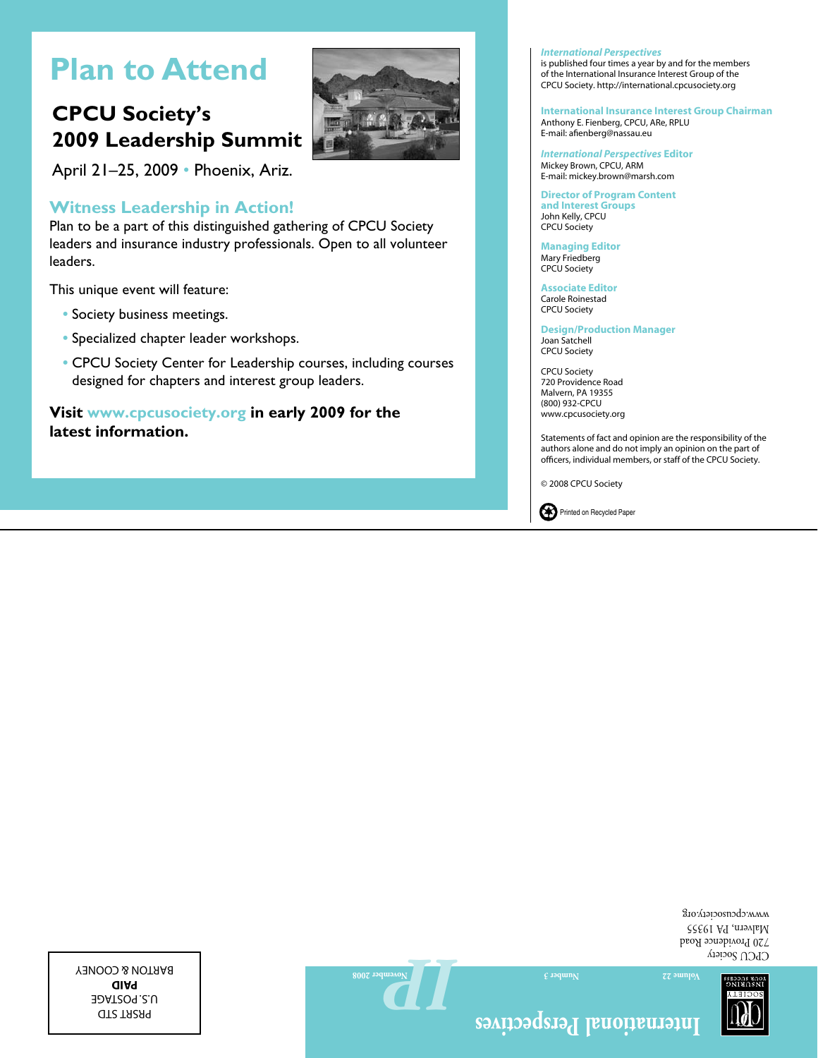# Plan to Attend

## CPCU Society's 2009 Leadership Summit

April 21–25, 2009 • Phoenix, Ariz.

### Witness Leadership in Action!

Plan to be a part of this distinguished gathering of CPCU Society leaders and insurance industry professionals. Open to all volunteer leaders.

This unique event will feature:

- Society business meetings.
- Specialized chapter leader workshops.
- CPCU Society Center for Leadership courses, including courses designed for chapters and interest group leaders.

**Visit www.cpcusociety.org in early 2009 for the latest information.**

***International Perspectives*** is published four times a year by and for the members of the International Insurance Interest Group of the CPCU Society. http://international.cpcusociety.org

**International Insurance Interest Group Chairman**
Anthony E. Fienberg, CPCU, ARe, RPLU
E-mail: afienberg@nassau.eu

***International Perspectives* Editor**
Mickey Brown, CPCU, ARM
E-mail: mickey.brown@marsh.com

**Director of Program Content and Interest Groups**
John Kelly, CPCU
CPCU Society

**Managing Editor**
Mary Friedberg
CPCU Society

**Associate Editor**
Carole Roinestad
CPCU Society

**Design/Production Manager**
Joan Satchell
CPCU Society

CPCU Society
720 Providence Road
Malvern, PA 19355
(800) 932-CPCU
www.cpcusociety.org

Statements of fact and opinion are the responsibility of the authors alone and do not imply an opinion on the part of officers, individual members, or staff of the CPCU Society.

© 2008 CPCU Society

Printed on Recycled Paper

CPCU Society
720 Providence Road
Malvern, PA 19355
www.cpcusociety.org

**International Perspectives**

Volume 22 Number 3 November 2008

PRSRT STD
U.S. POSTAGE
**PAID**
BARTON & COONEY